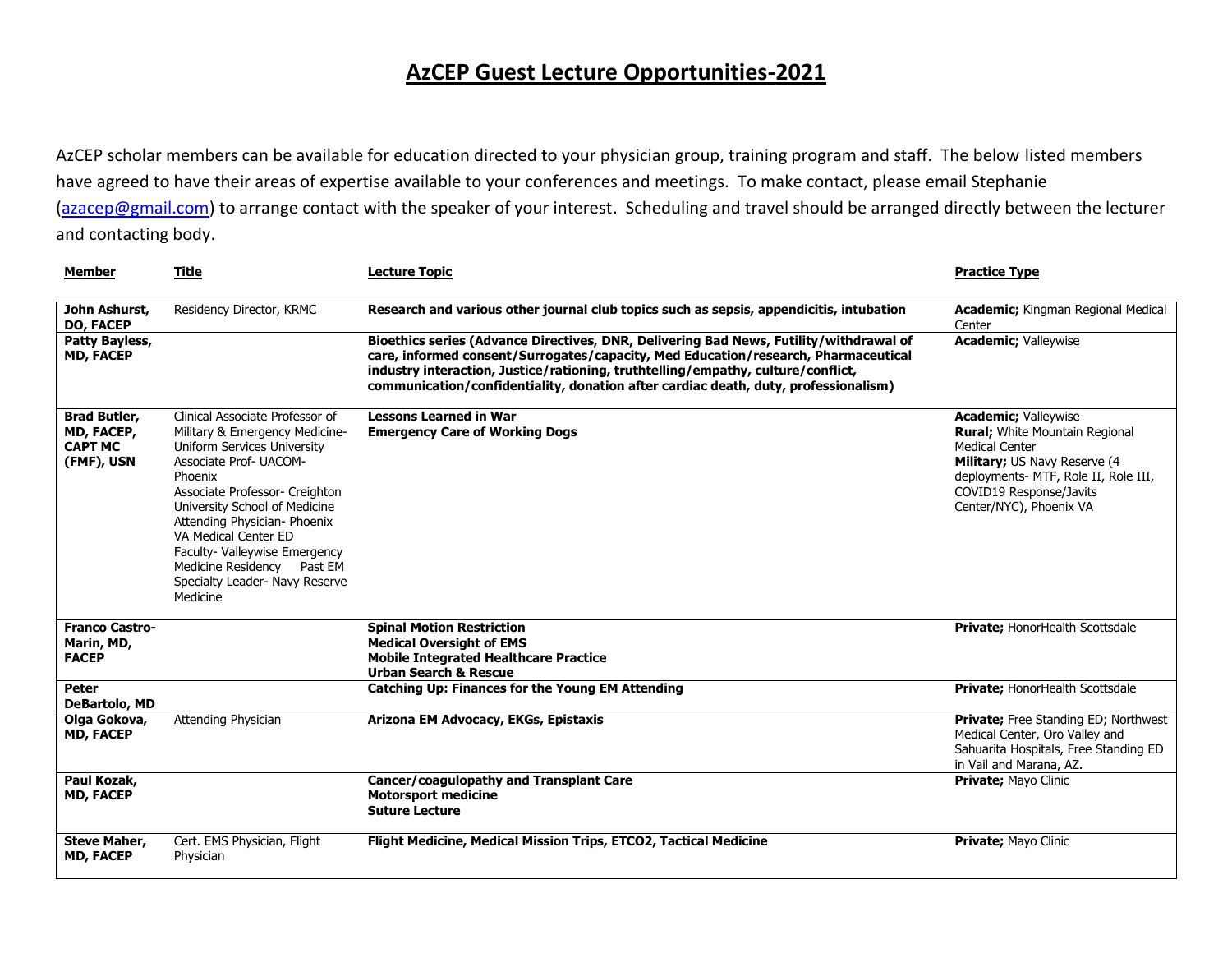# AzCEP Guest Lecture Opportunities-2021

AzCEP scholar members can be available for education directed to your physician group, training program and staff. The below listed members have agreed to have their areas of expertise available to your conferences and meetings. To make contact, please email Stephanie (azacep@gmail.com) to arrange contact with the speaker of your interest. Scheduling and travel should be arranged directly between the lecturer and contacting body.

| Member | Title | Lecture Topic | Practice Type |
|---|---|---|---|
| **John Ashurst, DO, FACEP** | Residency Director, KRMC | **Research and various other journal club topics such as sepsis, appendicitis, intubation** | **Academic;** Kingman Regional Medical Center |
| **Patty Bayless, MD, FACEP** | | **Bioethics series (Advance Directives, DNR, Delivering Bad News, Futility/withdrawal of care, informed consent/Surrogates/capacity, Med Education/research, Pharmaceutical industry interaction, Justice/rationing, truthtelling/empathy, culture/conflict, communication/confidentiality, donation after cardiac death, duty, professionalism)** | **Academic;** Valleywise |
| **Brad Butler, MD, FACEP, CAPT MC (FMF), USN** | Clinical Associate Professor of Military & Emergency Medicine- Uniform Services University<br>Associate Prof- UACOM-Phoenix<br>Associate Professor- Creighton University School of Medicine<br>Attending Physician- Phoenix VA Medical Center ED<br>Faculty- Valleywise Emergency Medicine Residency<br>Past EM Specialty Leader- Navy Reserve Medicine | **Lessons Learned in War**<br>**Emergency Care of Working Dogs** | **Academic;** Valleywise<br>**Rural;** White Mountain Regional Medical Center<br>**Military;** US Navy Reserve (4 deployments- MTF, Role II, Role III, COVID19 Response/Javits Center/NYC), Phoenix VA |
| **Franco Castro-Marin, MD, FACEP** | | **Spinal Motion Restriction**<br>**Medical Oversight of EMS**<br>**Mobile Integrated Healthcare Practice**<br>**Urban Search & Rescue** | **Private;** HonorHealth Scottsdale |
| **Peter DeBartolo, MD** | | **Catching Up: Finances for the Young EM Attending** | **Private;** HonorHealth Scottsdale |
| **Olga Gokova, MD, FACEP** | Attending Physician | **Arizona EM Advocacy, EKGs, Epistaxis** | **Private;** Free Standing ED; Northwest Medical Center, Oro Valley and Sahuarita Hospitals, Free Standing ED in Vail and Marana, AZ. |
| **Paul Kozak, MD, FACEP** | | **Cancer/coagulopathy and Transplant Care**<br>**Motorsport medicine**<br>**Suture Lecture** | **Private;** Mayo Clinic |
| **Steve Maher, MD, FACEP** | Cert. EMS Physician, Flight Physician | **Flight Medicine, Medical Mission Trips, ETCO2, Tactical Medicine** | **Private;** Mayo Clinic |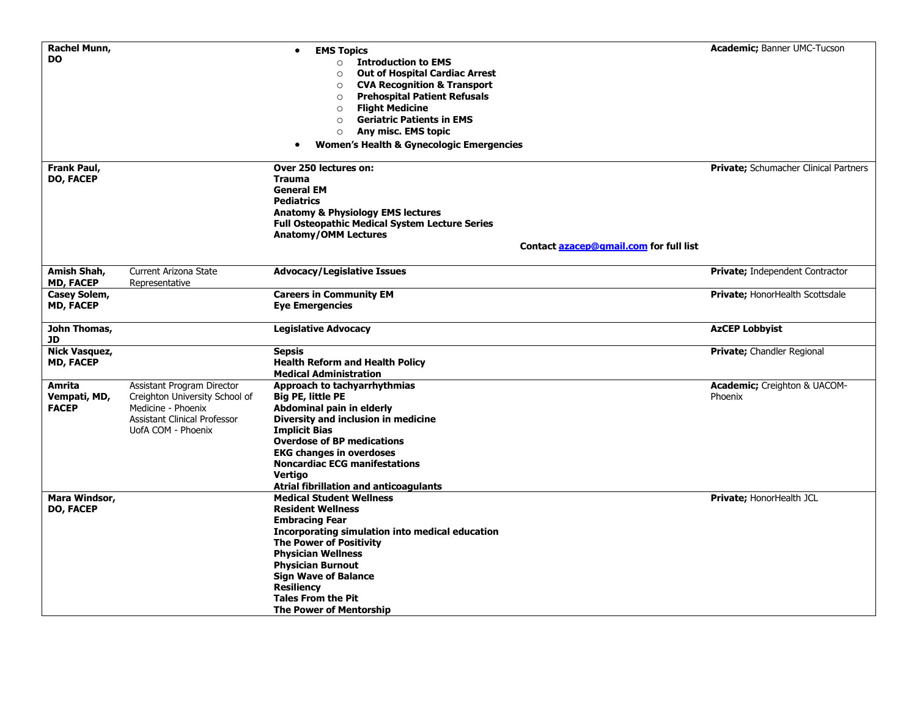| | | | |
|---|---|---|---|
| **Rachel Munn, DO** | | • **EMS Topics**<br>  ○ **Introduction to EMS**<br>  ○ **Out of Hospital Cardiac Arrest**<br>  ○ **CVA Recognition & Transport**<br>  ○ **Prehospital Patient Refusals**<br>  ○ **Flight Medicine**<br>  ○ **Geriatric Patients in EMS**<br>  ○ **Any misc. EMS topic**<br>• **Women's Health & Gynecologic Emergencies** | **Academic;** Banner UMC-Tucson |
| **Frank Paul, DO, FACEP** | | **Over 250 lectures on:**<br>**Trauma**<br>**General EM**<br>**Pediatrics**<br>**Anatomy & Physiology EMS lectures**<br>**Full Osteopathic Medical System Lecture Series**<br>**Anatomy/OMM Lectures**<br>**Contact [azacep@gmail.com](mailto:azacep@gmail.com) for full list** | **Private;** Schumacher Clinical Partners |
| **Amish Shah, MD, FACEP** | Current Arizona State Representative | **Advocacy/Legislative Issues** | **Private;** Independent Contractor |
| **Casey Solem, MD, FACEP** | | **Careers in Community EM**<br>**Eye Emergencies** | **Private;** HonorHealth Scottsdale |
| **John Thomas, JD** | | **Legislative Advocacy** | **AzCEP Lobbyist** |
| **Nick Vasquez, MD, FACEP** | | **Sepsis**<br>**Health Reform and Health Policy**<br>**Medical Administration** | **Private;** Chandler Regional |
| **Amrita Vempati, MD, FACEP** | Assistant Program Director Creighton University School of Medicine - Phoenix<br>Assistant Clinical Professor UofA COM - Phoenix | **Approach to tachyarrhythmias**<br>**Big PE, little PE**<br>**Abdominal pain in elderly**<br>**Diversity and inclusion in medicine**<br>**Implicit Bias**<br>**Overdose of BP medications**<br>**EKG changes in overdoses**<br>**Noncardiac ECG manifestations**<br>**Vertigo**<br>**Atrial fibrillation and anticoagulants** | **Academic;** Creighton & UACOM-Phoenix |
| **Mara Windsor, DO, FACEP** | | **Medical Student Wellness**<br>**Resident Wellness**<br>**Embracing Fear**<br>**Incorporating simulation into medical education**<br>**The Power of Positivity**<br>**Physician Wellness**<br>**Physician Burnout**<br>**Sign Wave of Balance**<br>**Resiliency**<br>**Tales From the Pit**<br>**The Power of Mentorship** | **Private;** HonorHealth JCL |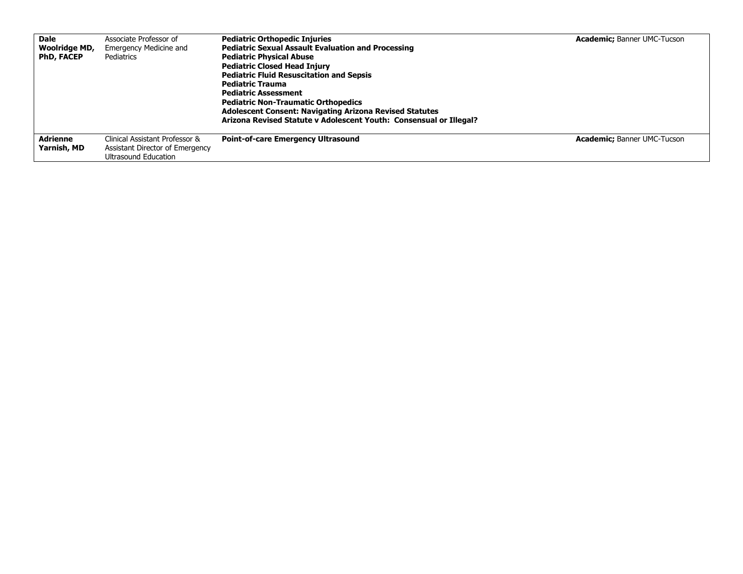| | | | |
|---|---|---|---|
| **Dale Woolridge MD, PhD, FACEP** | Associate Professor of Emergency Medicine and Pediatrics | **Pediatric Orthopedic Injuries**<br>**Pediatric Sexual Assault Evaluation and Processing**<br>**Pediatric Physical Abuse**<br>**Pediatric Closed Head Injury**<br>**Pediatric Fluid Resuscitation and Sepsis**<br>**Pediatric Trauma**<br>**Pediatric Assessment**<br>**Pediatric Non-Traumatic Orthopedics**<br>**Adolescent Consent: Navigating Arizona Revised Statutes**<br>**Arizona Revised Statute v Adolescent Youth: Consensual or Illegal?** | **Academic;** Banner UMC-Tucson |
| **Adrienne Yarnish, MD** | Clinical Assistant Professor & Assistant Director of Emergency Ultrasound Education | **Point-of-care Emergency Ultrasound** | **Academic;** Banner UMC-Tucson |